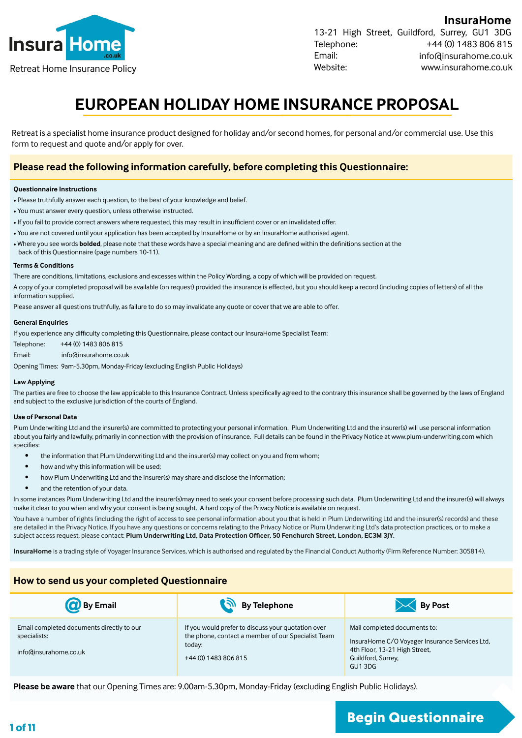Insura Home .co.uk

Retreat Home Insurance Policy

**InsuraHome**
13-21 High Street, Guildford, Surrey, GU1 3DG
Telephone: +44 (0) 1483 806 815
Email: info@insurahome.co.uk
Website: www.insurahome.co.uk

# EUROPEAN HOLIDAY HOME INSURANCE PROPOSAL

Retreat is a specialist home insurance product designed for holiday and/or second homes, for personal and/or commercial use. Use this form to request and quote and/or apply for over.

## Please read the following information carefully, before completing this Questionnaire:

**Questionnaire Instructions**

- Please truthfully answer each question, to the best of your knowledge and belief.
- You must answer every question, unless otherwise instructed.
- If you fail to provide correct answers where requested, this may result in insufficient cover or an invalidated offer.
- You are not covered until your application has been accepted by InsuraHome or by an InsuraHome authorised agent.
- Where you see words **bolded**, please note that these words have a special meaning and are defined within the definitions section at the back of this Questionnaire (page numbers 10-11).

**Terms & Conditions**

There are conditions, limitations, exclusions and excesses within the Policy Wording, a copy of which will be provided on request.

A copy of your completed proposal will be available (on request) provided the insurance is effected, but you should keep a record (including copies of letters) of all the information supplied.

Please answer all questions truthfully, as failure to do so may invalidate any quote or cover that we are able to offer.

**General Enquiries**

If you experience any difficulty completing this Questionnaire, please contact our InsuraHome Specialist Team:

Telephone: +44 (0) 1483 806 815

Email: info@insurahome.co.uk

Opening Times: 9am-5.30pm, Monday-Friday (excluding English Public Holidays)

**Law Applying**

The parties are free to choose the law applicable to this Insurance Contract. Unless specifically agreed to the contrary this insurance shall be governed by the laws of England and subject to the exclusive jurisdiction of the courts of England.

**Use of Personal Data**

Plum Underwriting Ltd and the insurer(s) are committed to protecting your personal information. Plum Underwriting Ltd and the insurer(s) will use personal information about you fairly and lawfully, primarily in connection with the provision of insurance. Full details can be found in the Privacy Notice at www.plum-underwriting.com which specifies:

- the information that Plum Underwriting Ltd and the insurer(s) may collect on you and from whom;
- how and why this information will be used;
- how Plum Underwriting Ltd and the insurer(s) may share and disclose the information;
- and the retention of your data.

In some instances Plum Underwriting Ltd and the insurer(s)may need to seek your consent before processing such data. Plum Underwriting Ltd and the insurer(s) will always make it clear to you when and why your consent is being sought. A hard copy of the Privacy Notice is available on request.

You have a number of rights (including the right of access to see personal information about you that is held in Plum Underwriting Ltd and the insurer(s) records) and these are detailed in the Privacy Notice. If you have any questions or concerns relating to the Privacy Notice or Plum Underwriting Ltd's data protection practices, or to make a subject access request, please contact: **Plum Underwriting Ltd, Data Protection Officer, 50 Fenchurch Street, London, EC3M 3JY.**

**InsuraHome** is a trading style of Voyager Insurance Services, which is authorised and regulated by the Financial Conduct Authority (Firm Reference Number: 305814).

## How to send us your completed Questionnaire

| By Email | By Telephone | By Post |
|---|---|---|
| Email completed documents directly to our specialists: info@insurahome.co.uk | If you would prefer to discuss your quotation over the phone, contact a member of our Specialist Team today: +44 (0) 1483 806 815 | Mail completed documents to: InsuraHome C/O Voyager Insurance Services Ltd, 4th Floor, 13-21 High Street, Guildford, Surrey, GU1 3DG |

**Please be aware** that our Opening Times are: 9.00am-5.30pm, Monday-Friday (excluding English Public Holidays).

**Begin Questionnaire**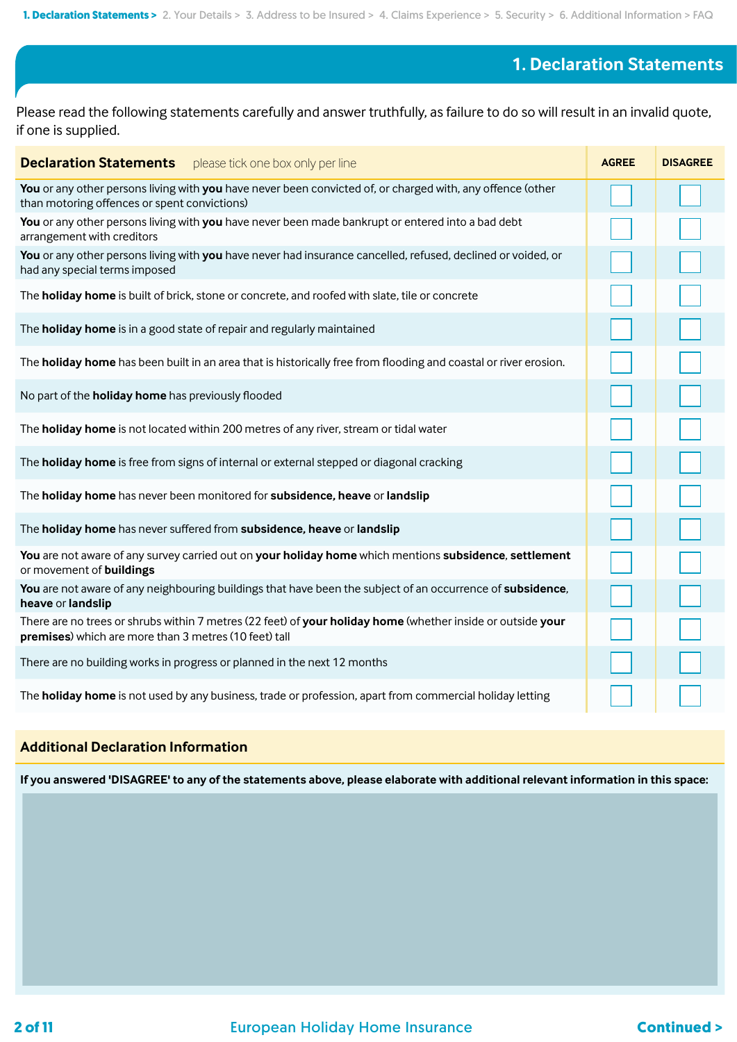## 1. Declaration Statements

Please read the following statements carefully and answer truthfully, as failure to do so will result in an invalid quote, if one is supplied.

| **Declaration Statements** please tick one box only per line | AGREE | DISAGREE |
| --- | --- | --- |
| **You** or any other persons living with **you** have never been convicted of, or charged with, any offence (other than motoring offences or spent convictions) | ☐ | ☐ |
| **You** or any other persons living with **you** have never been made bankrupt or entered into a bad debt arrangement with creditors | ☐ | ☐ |
| **You** or any other persons living with **you** have never had insurance cancelled, refused, declined or voided, or had any special terms imposed | ☐ | ☐ |
| The **holiday home** is built of brick, stone or concrete, and roofed with slate, tile or concrete | ☐ | ☐ |
| The **holiday home** is in a good state of repair and regularly maintained | ☐ | ☐ |
| The **holiday home** has been built in an area that is historically free from flooding and coastal or river erosion. | ☐ | ☐ |
| No part of the **holiday home** has previously flooded | ☐ | ☐ |
| The **holiday home** is not located within 200 metres of any river, stream or tidal water | ☐ | ☐ |
| The **holiday home** is free from signs of internal or external stepped or diagonal cracking | ☐ | ☐ |
| The **holiday home** has never been monitored for **subsidence, heave** or **landslip** | ☐ | ☐ |
| The **holiday home** has never suffered from **subsidence, heave** or **landslip** | ☐ | ☐ |
| **You** are not aware of any survey carried out on **your holiday home** which mentions **subsidence**, **settlement** or movement of **buildings** | ☐ | ☐ |
| **You** are not aware of any neighbouring buildings that have been the subject of an occurrence of **subsidence**, **heave** or **landslip** | ☐ | ☐ |
| There are no trees or shrubs within 7 metres (22 feet) of **your holiday home** (whether inside or outside **your premises**) which are more than 3 metres (10 feet) tall | ☐ | ☐ |
| There are no building works in progress or planned in the next 12 months | ☐ | ☐ |
| The **holiday home** is not used by any business, trade or profession, apart from commercial holiday letting | ☐ | ☐ |

### Additional Declaration Information

**If you answered 'DISAGREE' to any of the statements above, please elaborate with additional relevant information in this space:**

European Holiday Home Insurance

**Continued >**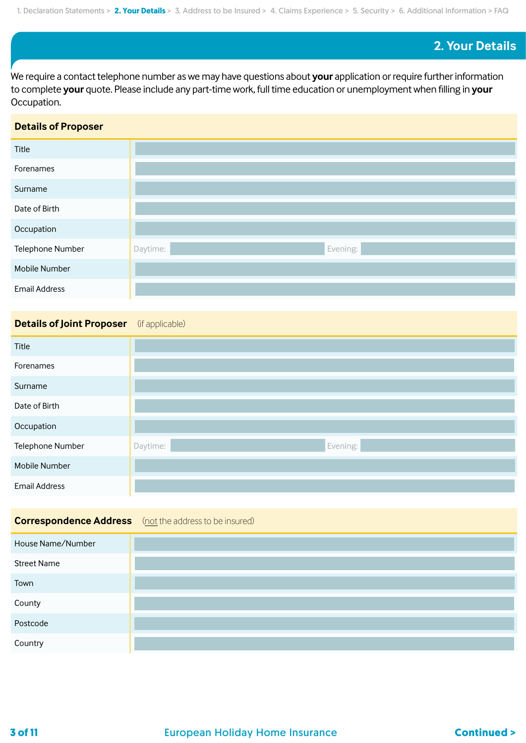1. Declaration Statements > **2. Your Details** > 3. Address to be Insured > 4. Claims Experience > 5. Security > 6. Additional Information > FAQ

## 2. Your Details

We require a contact telephone number as we may have questions about **your** application or require further information to complete **your** quote. Please include any part-time work, full time education or unemployment when filling in **your** Occupation.

| **Details of Proposer** | |
|---|---|
| Title | |
| Forenames | |
| Surname | |
| Date of Birth | |
| Occupation | |
| Telephone Number | Daytime: Evening: |
| Mobile Number | |
| Email Address | |

| **Details of Joint Proposer** (if applicable) | |
|---|---|
| Title | |
| Forenames | |
| Surname | |
| Date of Birth | |
| Occupation | |
| Telephone Number | Daytime: Evening: |
| Mobile Number | |
| Email Address | |

| **Correspondence Address** (not the address to be insured) | |
|---|---|
| House Name/Number | |
| Street Name | |
| Town | |
| County | |
| Postcode | |
| Country | |

European Holiday Home Insurance

**Continued >**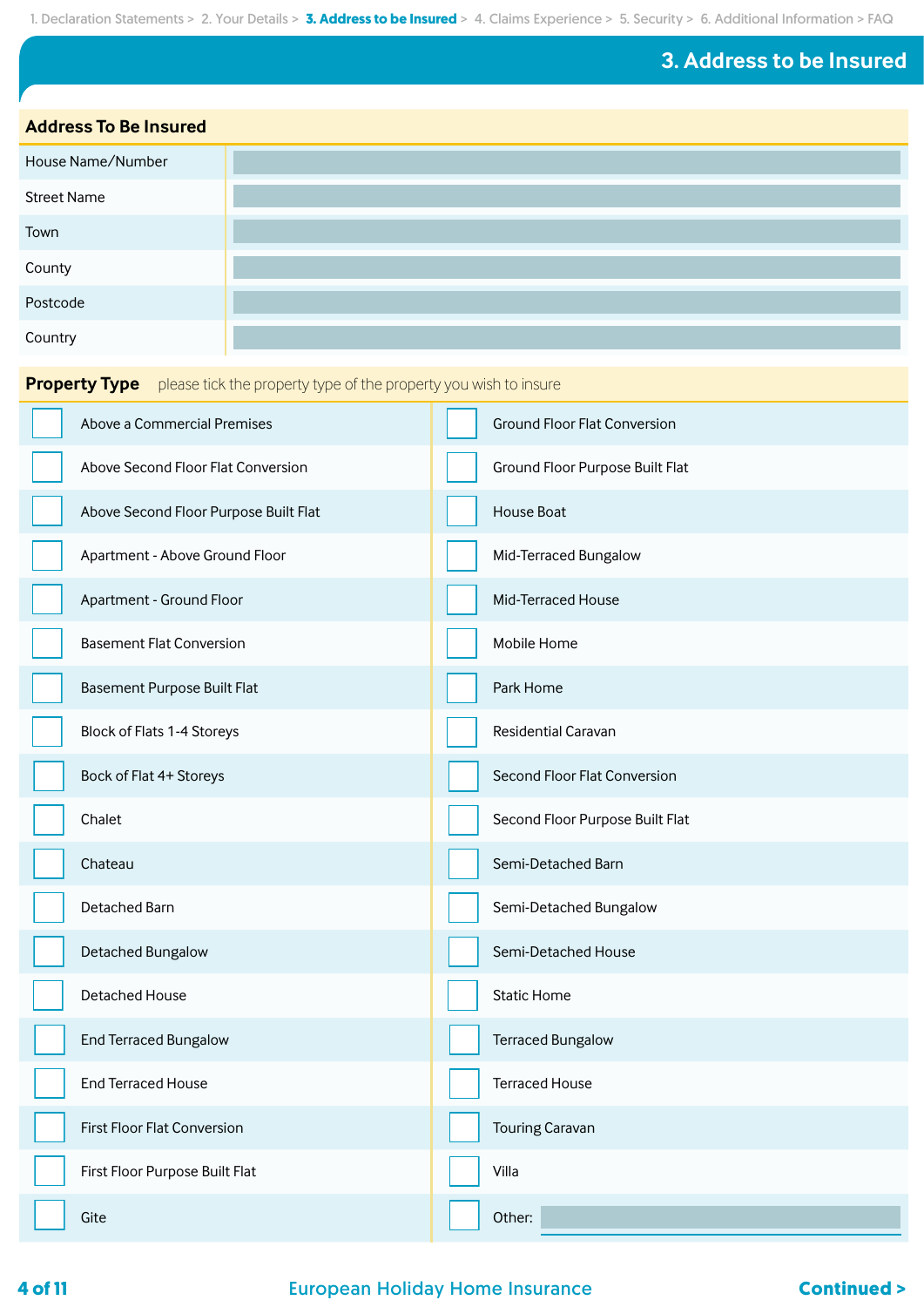## 3. Address to be Insured

### Address To Be Insured

| | |
|---|---|
| House Name/Number | |
| Street Name | |
| Town | |
| County | |
| Postcode | |
| Country | |

### Property Type

please tick the property type of the property you wish to insure

| | |
|---|---|
| ☐ Above a Commercial Premises | ☐ Ground Floor Flat Conversion |
| ☐ Above Second Floor Flat Conversion | ☐ Ground Floor Purpose Built Flat |
| ☐ Above Second Floor Purpose Built Flat | ☐ House Boat |
| ☐ Apartment - Above Ground Floor | ☐ Mid-Terraced Bungalow |
| ☐ Apartment - Ground Floor | ☐ Mid-Terraced House |
| ☐ Basement Flat Conversion | ☐ Mobile Home |
| ☐ Basement Purpose Built Flat | ☐ Park Home |
| ☐ Block of Flats 1-4 Storeys | ☐ Residential Caravan |
| ☐ Bock of Flat 4+ Storeys | ☐ Second Floor Flat Conversion |
| ☐ Chalet | ☐ Second Floor Purpose Built Flat |
| ☐ Chateau | ☐ Semi-Detached Barn |
| ☐ Detached Barn | ☐ Semi-Detached Bungalow |
| ☐ Detached Bungalow | ☐ Semi-Detached House |
| ☐ Detached House | ☐ Static Home |
| ☐ End Terraced Bungalow | ☐ Terraced Bungalow |
| ☐ End Terraced House | ☐ Terraced House |
| ☐ First Floor Flat Conversion | ☐ Touring Caravan |
| ☐ First Floor Purpose Built Flat | ☐ Villa |
| ☐ Gite | ☐ Other: |

Continued >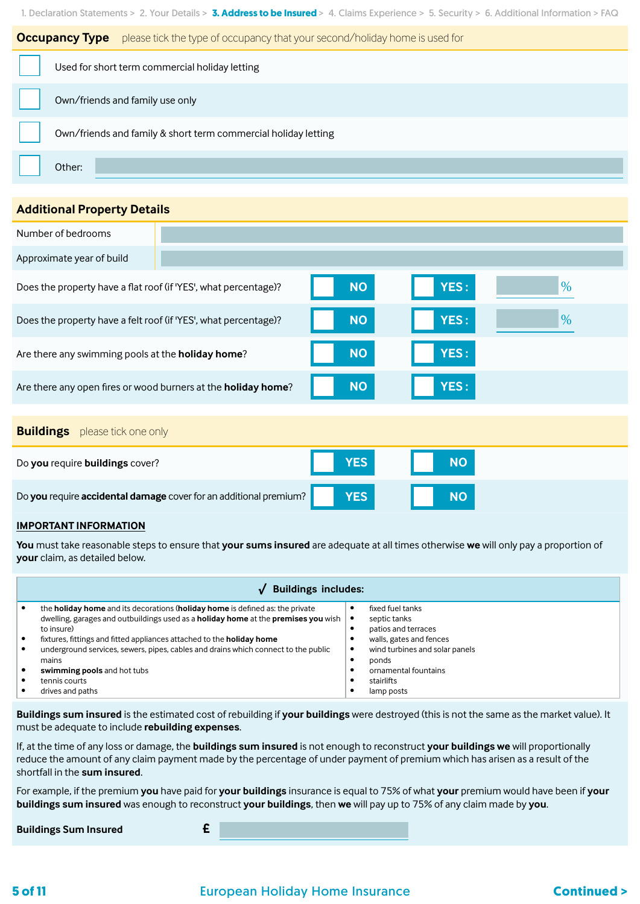1. Declaration Statements > 2. Your Details > **3. Address to be Insured** > 4. Claims Experience > 5. Security > 6. Additional Information > FAQ

## Occupancy Type

please tick the type of occupancy that your second/holiday home is used for

- ☐ Used for short term commercial holiday letting
- ☐ Own/friends and family use only
- ☐ Own/friends and family & short term commercial holiday letting
- ☐ Other: ____________

## Additional Property Details

| | |
|---|---|
| Number of bedrooms | |
| Approximate year of build | |

| Question | | | |
|---|---|---|---|
| Does the property have a flat roof (if 'YES', what percentage)? | ☐ NO | ☐ YES : | ____ % |
| Does the property have a felt roof (if 'YES', what percentage)? | ☐ NO | ☐ YES : | ____ % |
| Are there any swimming pools at the **holiday home**? | ☐ NO | ☐ YES : | |
| Are there any open fires or wood burners at the **holiday home**? | ☐ NO | ☐ YES : | |

## Buildings

please tick one only

| Question | | |
|---|---|---|
| Do **you** require **buildings** cover? | ☐ YES | ☐ NO |
| Do **you** require **accidental damage** cover for an additional premium? | ☐ YES | ☐ NO |

**IMPORTANT INFORMATION**

**You** must take reasonable steps to ensure that **your sums insured** are adequate at all times otherwise **we** will only pay a proportion of **your** claim, as detailed below.

**✓ Buildings includes:**

- the **holiday home** and its decorations (**holiday home** is defined as: the private dwelling, garages and outbuildings used as a **holiday home** at the **premises you** wish to insure)
- fixtures, fittings and fitted appliances attached to the **holiday home**
- underground services, sewers, pipes, cables and drains which connect to the public mains
- **swimming pools** and hot tubs
- tennis courts
- drives and paths
- fixed fuel tanks
- septic tanks
- patios and terraces
- walls, gates and fences
- wind turbines and solar panels
- ponds
- ornamental fountains
- stairlifts
- lamp posts

**Buildings sum insured** is the estimated cost of rebuilding if **your buildings** were destroyed (this is not the same as the market value). It must be adequate to include **rebuilding expenses**.

If, at the time of any loss or damage, the **buildings sum insured** is not enough to reconstruct **your buildings we** will proportionally reduce the amount of any claim payment made by the percentage of under payment of premium which has arisen as a result of the shortfall in the **sum insured**.

For example, if the premium **you** have paid for **your buildings** insurance is equal to 75% of what **your** premium would have been if **your buildings sum insured** was enough to reconstruct **your buildings**, then **we** will pay up to 75% of any claim made by **you**.

**Buildings Sum Insured** £ ____________

**Continued >**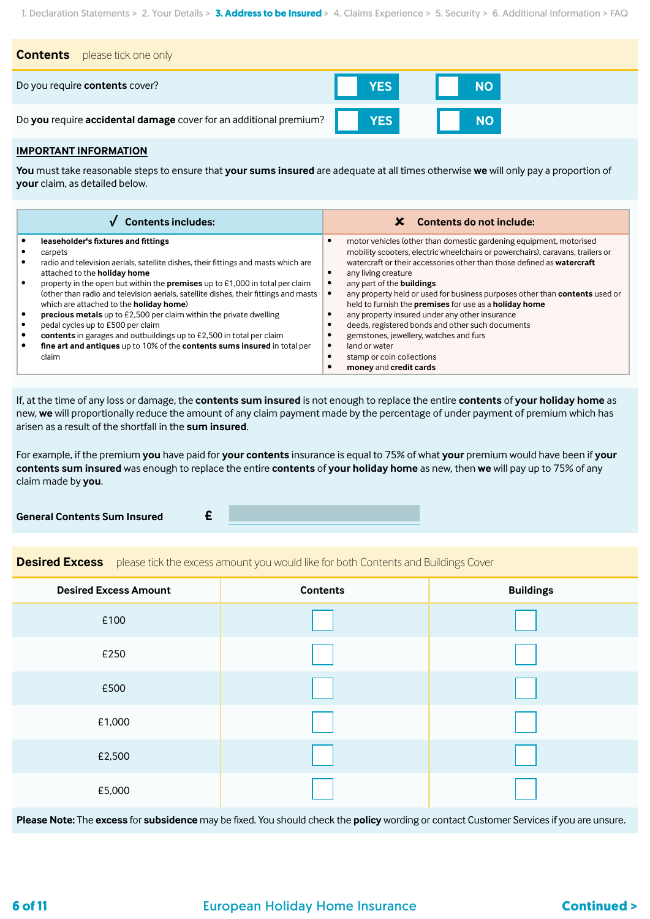1. Declaration Statements > 2. Your Details > **3. Address to be Insured** > 4. Claims Experience > 5. Security > 6. Additional Information > FAQ

## Contents

please tick one only

| | | |
|---|---|---|
| Do you require **contents** cover? | ☐ YES | ☐ NO |
| Do **you** require **accidental damage** cover for an additional premium? | ☐ YES | ☐ NO |

**IMPORTANT INFORMATION**

**You** must take reasonable steps to ensure that **your sums insured** are adequate at all times otherwise **we** will only pay a proportion of **your** claim, as detailed below.

| ✓ Contents includes: | ✗ Contents do not include: |
|---|---|
| • **leaseholder's fixtures and fittings**<br>• carpets<br>• radio and television aerials, satellite dishes, their fittings and masts which are attached to the **holiday home**<br>• property in the open but within the **premises** up to £1,000 in total per claim (other than radio and television aerials, satellite dishes, their fittings and masts which are attached to the **holiday home**)<br>• **precious metals** up to £2,500 per claim within the private dwelling<br>• pedal cycles up to £500 per claim<br>• **contents** in garages and outbuildings up to £2,500 in total per claim<br>• **fine art and antiques** up to 10% of the **contents sums insured** in total per claim | • motor vehicles (other than domestic gardening equipment, motorised mobility scooters, electric wheelchairs or powerchairs), caravans, trailers or watercraft or their accessories other than those defined as **watercraft**<br>• any living creature<br>• any part of the **buildings**<br>• any property held or used for business purposes other than **contents** used or held to furnish the **premises** for use as a **holiday home**<br>• any property insured under any other insurance<br>• deeds, registered bonds and other such documents<br>• gemstones, jewellery, watches and furs<br>• land or water<br>• stamp or coin collections<br>• **money** and **credit cards** |

If, at the time of any loss or damage, the **contents sum insured** is not enough to replace the entire **contents** of **your holiday home** as new, **we** will proportionally reduce the amount of any claim payment made by the percentage of under payment of premium which has arisen as a result of the shortfall in the **sum insured**.

For example, if the premium **you** have paid for **your contents** insurance is equal to 75% of what **your** premium would have been if **your contents sum insured** was enough to replace the entire **contents** of **your holiday home** as new, then **we** will pay up to 75% of any claim made by **you**.

**General Contents Sum Insured** £ ____________

## Desired Excess

please tick the excess amount you would like for both Contents and Buildings Cover

| Desired Excess Amount | Contents | Buildings |
|---|---|---|
| £100 | ☐ | ☐ |
| £250 | ☐ | ☐ |
| £500 | ☐ | ☐ |
| £1,000 | ☐ | ☐ |
| £2,500 | ☐ | ☐ |
| £5,000 | ☐ | ☐ |

**Please Note:** The **excess** for **subsidence** may be fixed. You should check the **policy** wording or contact Customer Services if you are unsure.

**Continued >**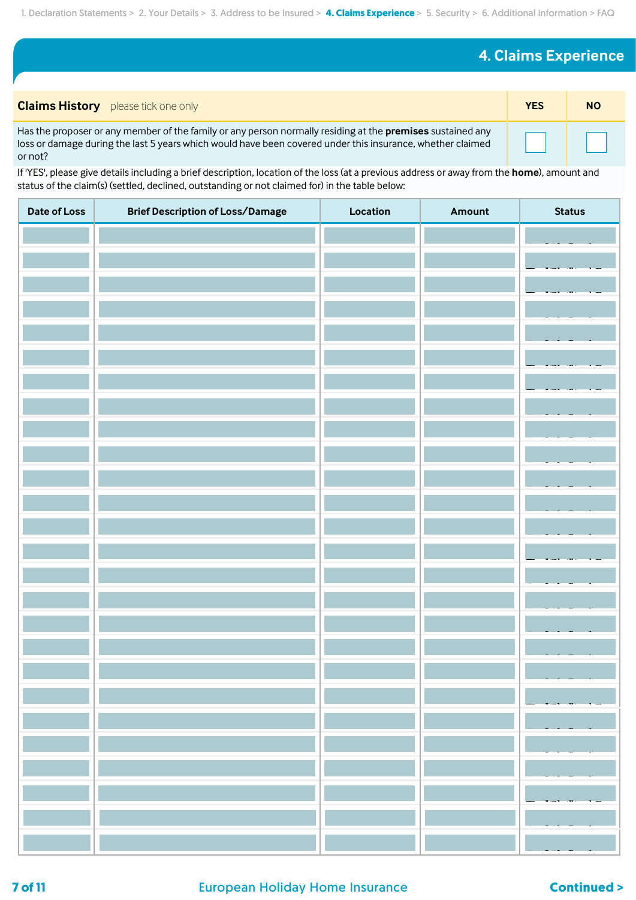## 4. Claims Experience

| Claims History please tick one only | YES | NO |
|---|---|---|
| Has the proposer or any member of the family or any person normally residing at the **premises** sustained any loss or damage during the last 5 years which would have been covered under this insurance, whether claimed or not? | ☐ | ☐ |

If 'YES', please give details including a brief description, location of the loss (at a previous address or away from the **home**), amount and status of the claim(s) (settled, declined, outstanding or not claimed for) in the table below:

| Date of Loss | Brief Description of Loss/Damage | Location | Amount | Status |
|---|---|---|---|---|
| | | | | |
| | | | | |
| | | | | |
| | | | | |
| | | | | |
| | | | | |
| | | | | |
| | | | | |
| | | | | |
| | | | | |
| | | | | |
| | | | | |
| | | | | |
| | | | | |
| | | | | |
| | | | | |
| | | | | |
| | | | | |
| | | | | |
| | | | | |
| | | | | |
| | | | | |
| | | | | |
| | | | | |
| | | | | |
| | | | | |

Continued >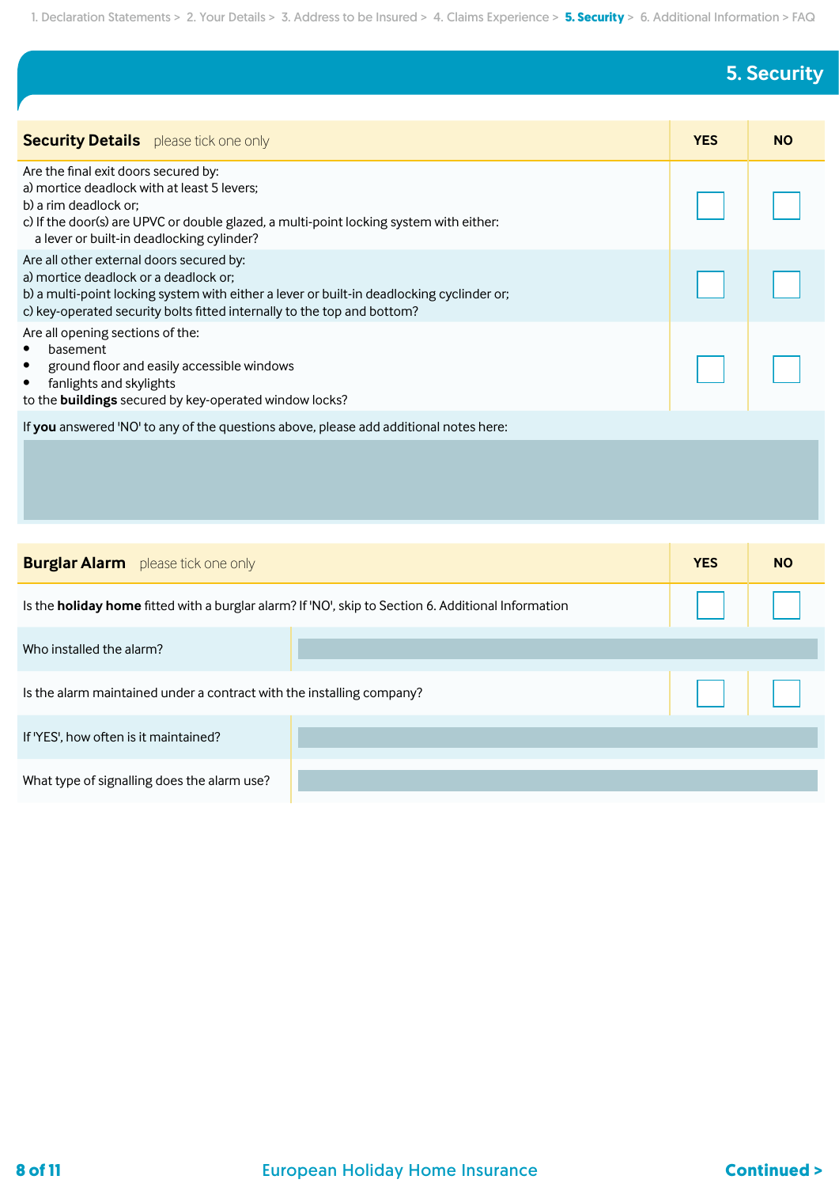1. Declaration Statements > 2. Your Details > 3. Address to be Insured > 4. Claims Experience > **5. Security** > 6. Additional Information > FAQ

## 5. Security

| **Security Details** please tick one only | YES | NO |
|---|---|---|
| Are the final exit doors secured by:<br>a) mortice deadlock with at least 5 levers;<br>b) a rim deadlock or;<br>c) If the door(s) are UPVC or double glazed, a multi-point locking system with either: a lever or built-in deadlocking cylinder? | ☐ | ☐ |
| Are all other external doors secured by:<br>a) mortice deadlock or a deadlock or;<br>b) a multi-point locking system with either a lever or built-in deadlocking cyclinder or;<br>c) key-operated security bolts fitted internally to the top and bottom? | ☐ | ☐ |
| Are all opening sections of the:<br>• basement<br>• ground floor and easily accessible windows<br>• fanlights and skylights<br>to the **buildings** secured by key-operated window locks? | ☐ | ☐ |

If **you** answered 'NO' to any of the questions above, please add additional notes here:

| **Burglar Alarm** please tick one only | YES | NO |
|---|---|---|
| Is the **holiday home** fitted with a burglar alarm? If 'NO', skip to Section 6. Additional Information | ☐ | ☐ |
| Who installed the alarm? | | |
| Is the alarm maintained under a contract with the installing company? | ☐ | ☐ |
| If 'YES', how often is it maintained? | | |
| What type of signalling does the alarm use? | | |

**Continued >**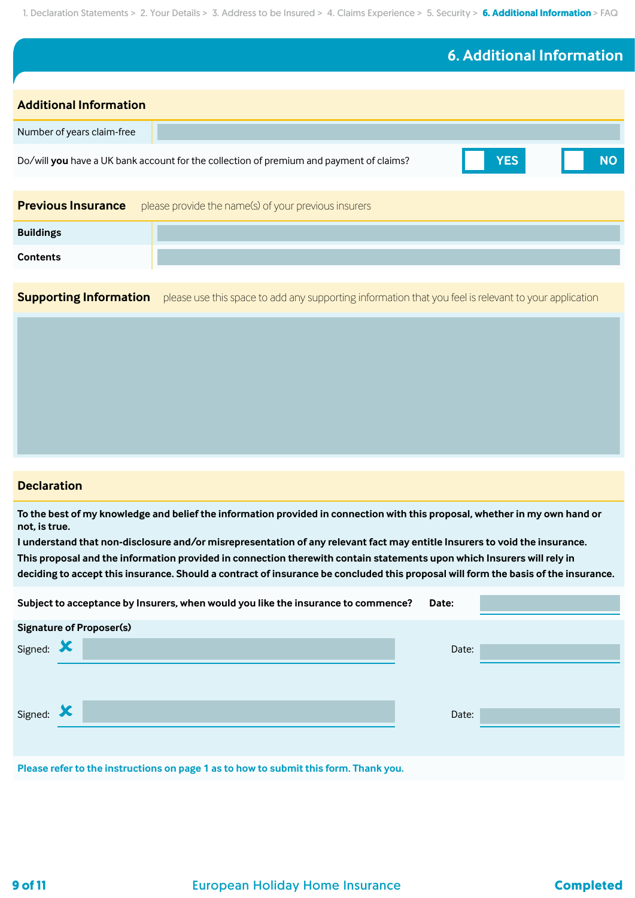1. Declaration Statements > 2. Your Details > 3. Address to be Insured > 4. Claims Experience > 5. Security > **6. Additional Information** > FAQ

# 6. Additional Information

## Additional Information

| | |
|---|---|
| Number of years claim-free | |
| Do/will **you** have a UK bank account for the collection of premium and payment of claims? | ☐ YES ☐ NO |

## Previous Insurance

please provide the name(s) of your previous insurers

| | |
|---|---|
| **Buildings** | |
| **Contents** | |

## Supporting Information

please use this space to add any supporting information that you feel is relevant to your application

## Declaration

**To the best of my knowledge and belief the information provided in connection with this proposal, whether in my own hand or not, is true.**

**I understand that non-disclosure and/or misrepresentation of any relevant fact may entitle Insurers to void the insurance.**

**This proposal and the information provided in connection therewith contain statements upon which Insurers will rely in deciding to accept this insurance. Should a contract of insurance be concluded this proposal will form the basis of the insurance.**

**Subject to acceptance by Insurers, when would you like the insurance to commence?** **Date:**

**Signature of Proposer(s)**

Signed: ✘ ______________________ Date: __________

Signed: ✘ ______________________ Date: __________

**Please refer to the instructions on page 1 as to how to submit this form. Thank you.**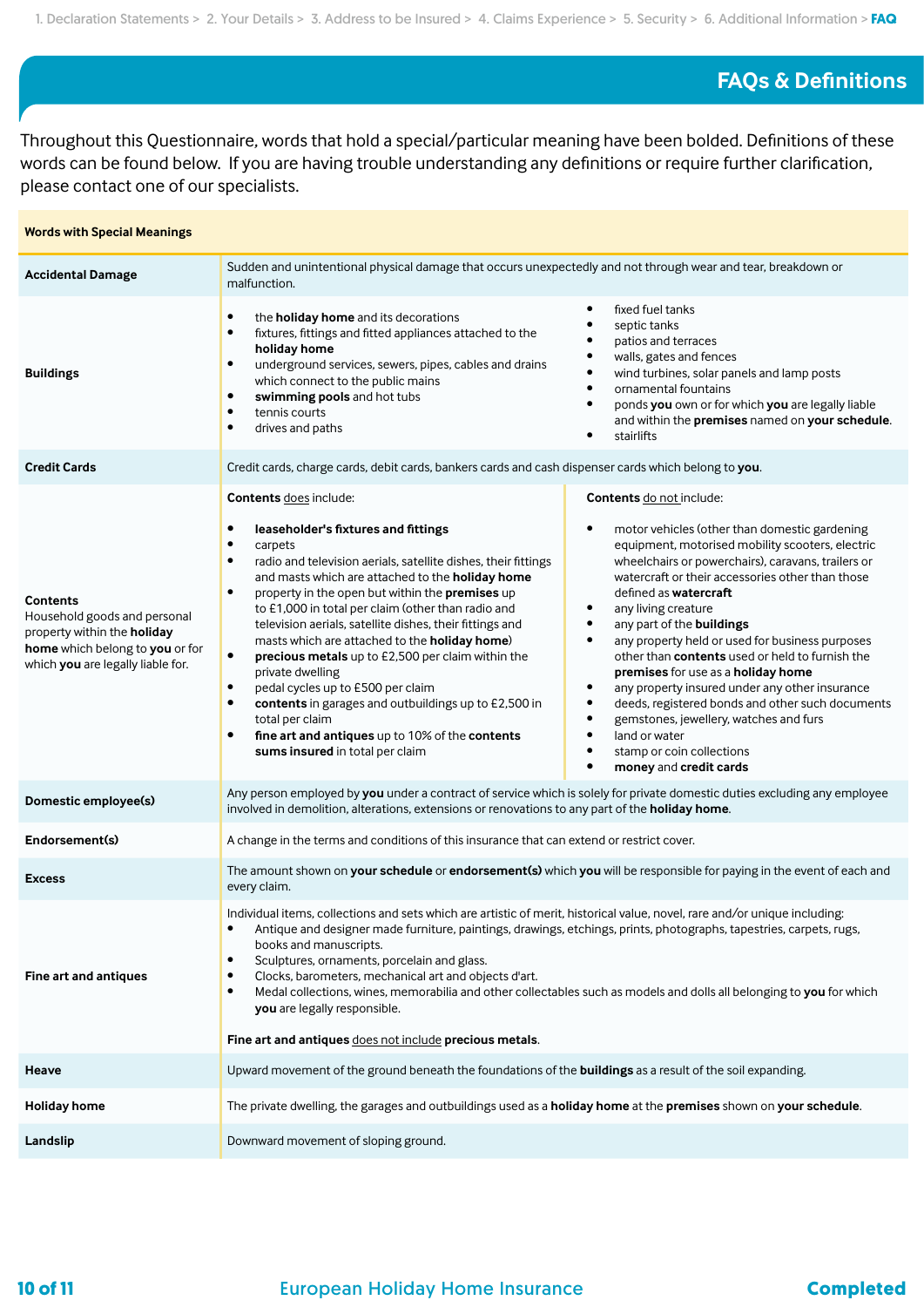1. Declaration Statements > 2. Your Details > 3. Address to be Insured > 4. Claims Experience > 5. Security > 6. Additional Information > **FAQ**

# FAQs & Definitions

Throughout this Questionnaire, words that hold a special/particular meaning have been bolded. Definitions of these words can be found below. If you are having trouble understanding any definitions or require further clarification, please contact one of our specialists.

| **Words with Special Meanings** | |
|---|---|
| **Accidental Damage** | Sudden and unintentional physical damage that occurs unexpectedly and not through wear and tear, breakdown or malfunction. |
| **Buildings** | • the **holiday home** and its decorations<br>• fixtures, fittings and fitted appliances attached to the **holiday home**<br>• underground services, sewers, pipes, cables and drains which connect to the public mains<br>• **swimming pools** and hot tubs<br>• tennis courts<br>• drives and paths<br>• fixed fuel tanks<br>• septic tanks<br>• patios and terraces<br>• walls, gates and fences<br>• wind turbines, solar panels and lamp posts<br>• ornamental fountains<br>• ponds **you** own or for which **you** are legally liable and within the **premises** named on **your schedule**.<br>• stairlifts |
| **Credit Cards** | Credit cards, charge cards, debit cards, bankers cards and cash dispenser cards which belong to **you**. |
| **Contents**<br>Household goods and personal property within the **holiday home** which belong to **you** or for which **you** are legally liable for. | **Contents** does include:<br>• **leaseholder's fixtures and fittings**<br>• carpets<br>• radio and television aerials, satellite dishes, their fittings and masts which are attached to the **holiday home**<br>• property in the open but within the **premises** up to £1,000 in total per claim (other than radio and television aerials, satellite dishes, their fittings and masts which are attached to the **holiday home**)<br>• **precious metals** up to £2,500 per claim within the private dwelling<br>• pedal cycles up to £500 per claim<br>• **contents** in garages and outbuildings up to £2,500 in total per claim<br>• **fine art and antiques** up to 10% of the **contents sums insured** in total per claim<br><br>**Contents** do not include:<br>• motor vehicles (other than domestic gardening equipment, motorised mobility scooters, electric wheelchairs or powerchairs), caravans, trailers or watercraft or their accessories other than those defined as **watercraft**<br>• any living creature<br>• any part of the **buildings**<br>• any property held or used for business purposes other than **contents** used or held to furnish the **premises** for use as a **holiday home**<br>• any property insured under any other insurance<br>• deeds, registered bonds and other such documents<br>• gemstones, jewellery, watches and furs<br>• land or water<br>• stamp or coin collections<br>• **money** and **credit cards** |
| **Domestic employee(s)** | Any person employed by **you** under a contract of service which is solely for private domestic duties excluding any employee involved in demolition, alterations, extensions or renovations to any part of the **holiday home**. |
| **Endorsement(s)** | A change in the terms and conditions of this insurance that can extend or restrict cover. |
| **Excess** | The amount shown on **your schedule** or **endorsement(s)** which **you** will be responsible for paying in the event of each and every claim. |
| **Fine art and antiques** | Individual items, collections and sets which are artistic of merit, historical value, novel, rare and/or unique including:<br>• Antique and designer made furniture, paintings, drawings, etchings, prints, photographs, tapestries, carpets, rugs, books and manuscripts.<br>• Sculptures, ornaments, porcelain and glass.<br>• Clocks, barometers, mechanical art and objects d'art.<br>• Medal collections, wines, memorabilia and other collectables such as models and dolls all belonging to **you** for which **you** are legally responsible.<br><br>**Fine art and antiques** does not include **precious metals**. |
| **Heave** | Upward movement of the ground beneath the foundations of the **buildings** as a result of the soil expanding. |
| **Holiday home** | The private dwelling, the garages and outbuildings used as a **holiday home** at the **premises** shown on **your schedule**. |
| **Landslip** | Downward movement of sloping ground. |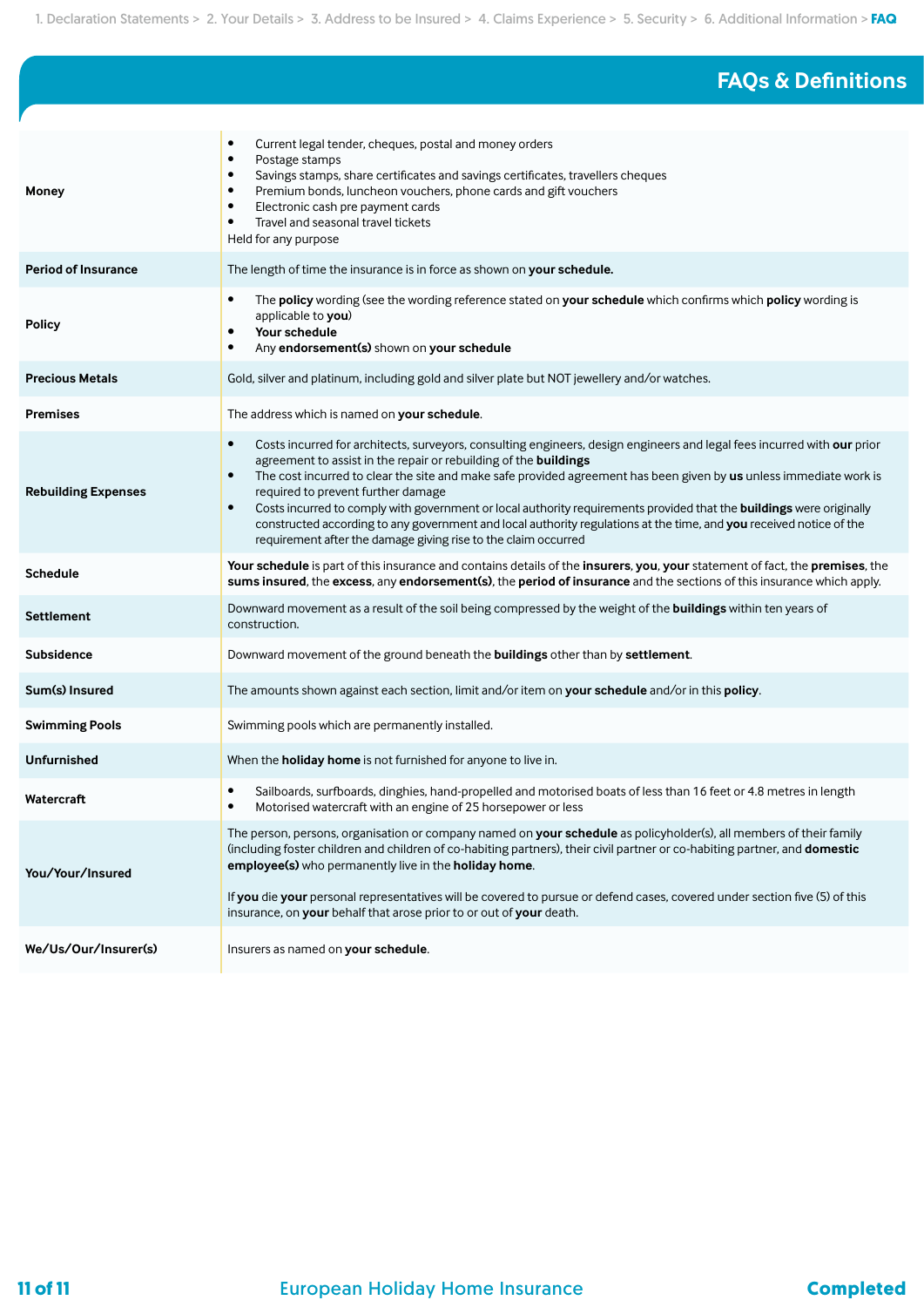1. Declaration Statements > 2. Your Details > 3. Address to be Insured > 4. Claims Experience > 5. Security > 6. Additional Information > **FAQ**

# FAQs & Definitions

| | |
|---|---|
| **Money** | • Current legal tender, cheques, postal and money orders<br>• Postage stamps<br>• Savings stamps, share certificates and savings certificates, travellers cheques<br>• Premium bonds, luncheon vouchers, phone cards and gift vouchers<br>• Electronic cash pre payment cards<br>• Travel and seasonal travel tickets<br>Held for any purpose |
| **Period of Insurance** | The length of time the insurance is in force as shown on **your schedule.** |
| **Policy** | • The **policy** wording (see the wording reference stated on **your schedule** which confirms which **policy** wording is applicable to **you**)<br>• **Your schedule**<br>• Any **endorsement(s)** shown on **your schedule** |
| **Precious Metals** | Gold, silver and platinum, including gold and silver plate but NOT jewellery and/or watches. |
| **Premises** | The address which is named on **your schedule**. |
| **Rebuilding Expenses** | • Costs incurred for architects, surveyors, consulting engineers, design engineers and legal fees incurred with **our** prior agreement to assist in the repair or rebuilding of the **buildings**<br>• The cost incurred to clear the site and make safe provided agreement has been given by **us** unless immediate work is required to prevent further damage<br>• Costs incurred to comply with government or local authority requirements provided that the **buildings** were originally constructed according to any government and local authority regulations at the time, and **you** received notice of the requirement after the damage giving rise to the claim occurred |
| **Schedule** | **Your schedule** is part of this insurance and contains details of the **insurers**, **you**, **your** statement of fact, the **premises**, the **sums insured**, the **excess**, any **endorsement(s)**, the **period of insurance** and the sections of this insurance which apply. |
| **Settlement** | Downward movement as a result of the soil being compressed by the weight of the **buildings** within ten years of construction. |
| **Subsidence** | Downward movement of the ground beneath the **buildings** other than by **settlement**. |
| **Sum(s) Insured** | The amounts shown against each section, limit and/or item on **your schedule** and/or in this **policy**. |
| **Swimming Pools** | Swimming pools which are permanently installed. |
| **Unfurnished** | When the **holiday home** is not furnished for anyone to live in. |
| **Watercraft** | • Sailboards, surfboards, dinghies, hand-propelled and motorised boats of less than 16 feet or 4.8 metres in length<br>• Motorised watercraft with an engine of 25 horsepower or less |
| **You/Your/Insured** | The person, persons, organisation or company named on **your schedule** as policyholder(s), all members of their family (including foster children and children of co-habiting partners), their civil partner or co-habiting partner, and **domestic employee(s)** who permanently live in the **holiday home**.<br><br>If **you** die **your** personal representatives will be covered to pursue or defend cases, covered under section five (5) of this insurance, on **your** behalf that arose prior to or out of **your** death. |
| **We/Us/Our/Insurer(s)** | Insurers as named on **your schedule**. |

European Holiday Home Insurance

**Completed**